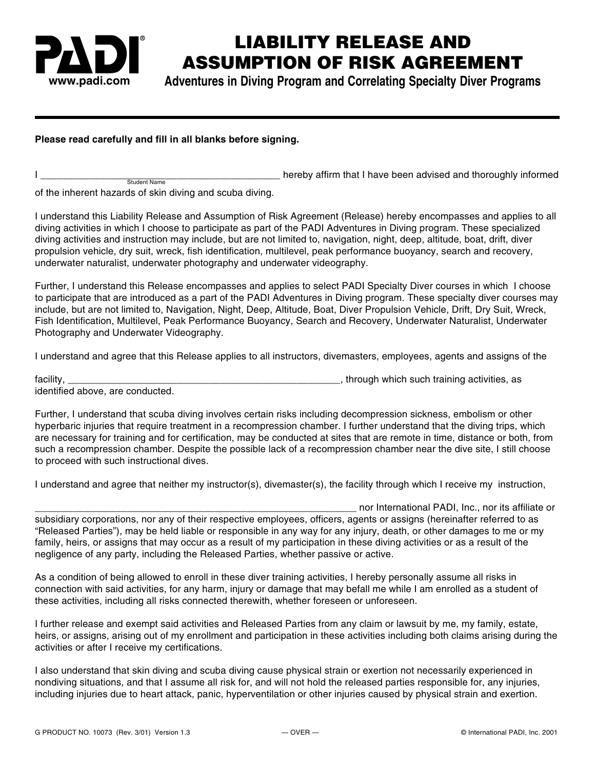PADI®
www.padi.com

# LIABILITY RELEASE AND ASSUMPTION OF RISK AGREEMENT

## Adventures in Diving Program and Correlating Specialty Diver Programs

**Please read carefully and fill in all blanks before signing.**

I _____________________________________________ hereby affirm that I have been advised and thoroughly informed of the inherent hazards of skin diving and scuba diving.
Student Name

I understand this Liability Release and Assumption of Risk Agreement (Release) hereby encompasses and applies to all diving activities in which I choose to participate as part of the PADI Adventures in Diving program. These specialized diving activities and instruction may include, but are not limited to, navigation, night, deep, altitude, boat, drift, diver propulsion vehicle, dry suit, wreck, fish identification, multilevel, peak performance buoyancy, search and recovery, underwater naturalist, underwater photography and underwater videography.

Further, I understand this Release encompasses and applies to select PADI Specialty Diver courses in which I choose to participate that are introduced as a part of the PADI Adventures in Diving program. These specialty diver courses may include, but are not limited to, Navigation, Night, Deep, Altitude, Boat, Diver Propulsion Vehicle, Drift, Dry Suit, Wreck, Fish Identification, Multilevel, Peak Performance Buoyancy, Search and Recovery, Underwater Naturalist, Underwater Photography and Underwater Videography.

I understand and agree that this Release applies to all instructors, divemasters, employees, agents and assigns of the facility, ____________________________________________________, through which such training activities, as identified above, are conducted.

Further, I understand that scuba diving involves certain risks including decompression sickness, embolism or other hyperbaric injuries that require treatment in a recompression chamber. I further understand that the diving trips, which are necessary for training and for certification, may be conducted at sites that are remote in time, distance or both, from such a recompression chamber. Despite the possible lack of a recompression chamber near the dive site, I still choose to proceed with such instructional dives.

I understand and agree that neither my instructor(s), divemaster(s), the facility through which I receive my instruction, _______________________________________________________________ nor International PADI, Inc., nor its affiliate or subsidiary corporations, nor any of their respective employees, officers, agents or assigns (hereinafter referred to as "Released Parties"), may be held liable or responsible in any way for any injury, death, or other damages to me or my family, heirs, or assigns that may occur as a result of my participation in these diving activities or as a result of the negligence of any party, including the Released Parties, whether passive or active.

As a condition of being allowed to enroll in these diver training activities, I hereby personally assume all risks in connection with said activities, for any harm, injury or damage that may befall me while I am enrolled as a student of these activities, including all risks connected therewith, whether foreseen or unforeseen.

I further release and exempt said activities and Released Parties from any claim or lawsuit by me, my family, estate, heirs, or assigns, arising out of my enrollment and participation in these activities including both claims arising during the activities or after I receive my certifications.

I also understand that skin diving and scuba diving cause physical strain or exertion not necessarily experienced in nondiving situations, and that I assume all risk for, and will not hold the released parties responsible for, any injuries, including injuries due to heart attack, panic, hyperventilation or other injuries caused by physical strain and exertion.

G PRODUCT NO. 10073 (Rev. 3/01) Version 1.3 — OVER — © International PADI, Inc. 2001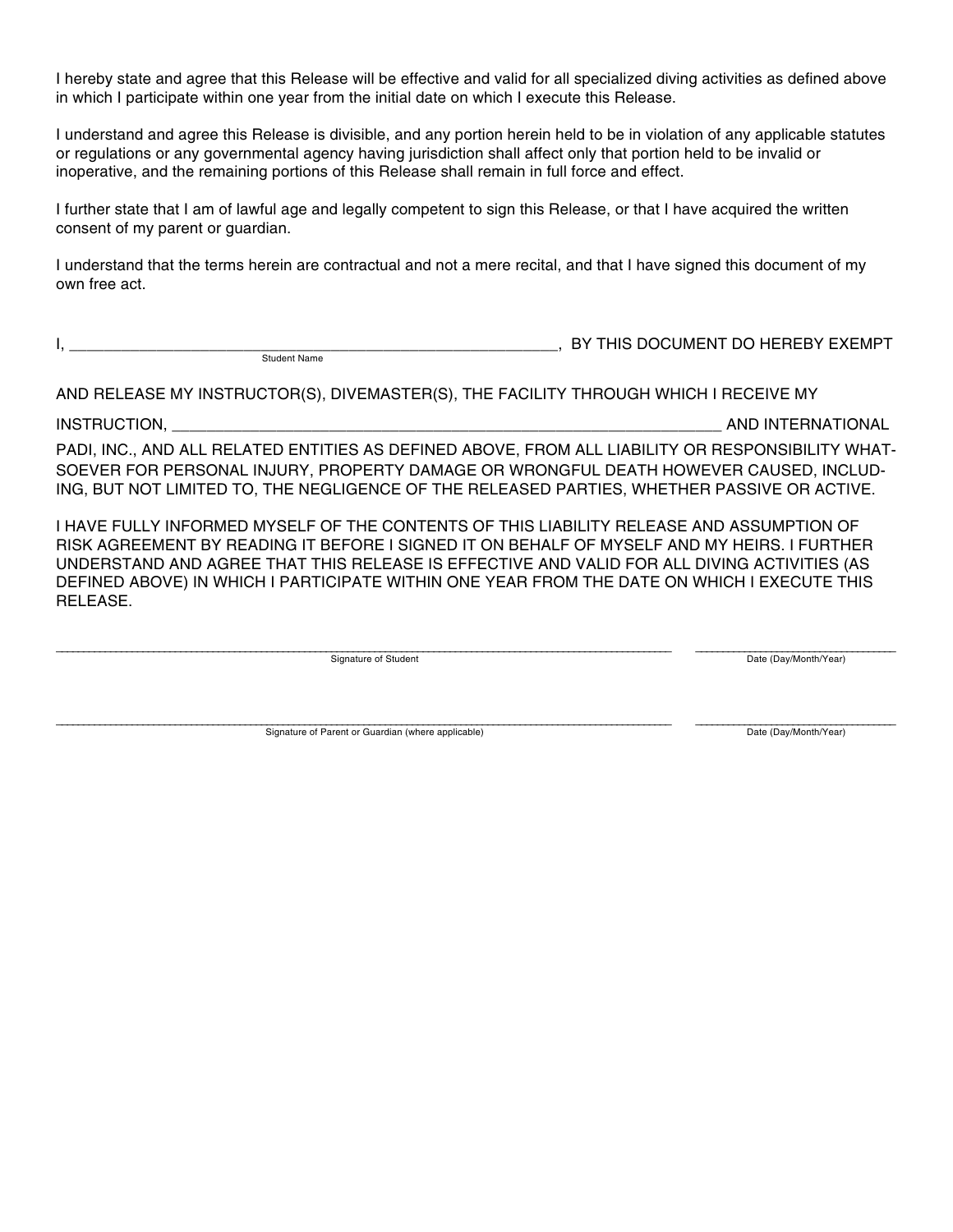I hereby state and agree that this Release will be effective and valid for all specialized diving activities as defined above in which I participate within one year from the initial date on which I execute this Release.

I understand and agree this Release is divisible, and any portion herein held to be in violation of any applicable statutes or regulations or any governmental agency having jurisdiction shall affect only that portion held to be invalid or inoperative, and the remaining portions of this Release shall remain in full force and effect.

I further state that I am of lawful age and legally competent to sign this Release, or that I have acquired the written consent of my parent or guardian.

I understand that the terms herein are contractual and not a mere recital, and that I have signed this document of my own free act.

I, ____________________________________________________________, BY THIS DOCUMENT DO HEREBY EXEMPT
Student Name

AND RELEASE MY INSTRUCTOR(S), DIVEMASTER(S), THE FACILITY THROUGH WHICH I RECEIVE MY

INSTRUCTION, __________________________________________________________________ AND INTERNATIONAL PADI, INC., AND ALL RELATED ENTITIES AS DEFINED ABOVE, FROM ALL LIABILITY OR RESPONSIBILITY WHATSOEVER FOR PERSONAL INJURY, PROPERTY DAMAGE OR WRONGFUL DEATH HOWEVER CAUSED, INCLUDING, BUT NOT LIMITED TO, THE NEGLIGENCE OF THE RELEASED PARTIES, WHETHER PASSIVE OR ACTIVE.

I HAVE FULLY INFORMED MYSELF OF THE CONTENTS OF THIS LIABILITY RELEASE AND ASSUMPTION OF RISK AGREEMENT BY READING IT BEFORE I SIGNED IT ON BEHALF OF MYSELF AND MY HEIRS. I FURTHER UNDERSTAND AND AGREE THAT THIS RELEASE IS EFFECTIVE AND VALID FOR ALL DIVING ACTIVITIES (AS DEFINED ABOVE) IN WHICH I PARTICIPATE WITHIN ONE YEAR FROM THE DATE ON WHICH I EXECUTE THIS RELEASE.

______________________________________________________________________________ ____________________________
Signature of Student Date (Day/Month/Year)

______________________________________________________________________________ ____________________________
Signature of Parent or Guardian (where applicable) Date (Day/Month/Year)